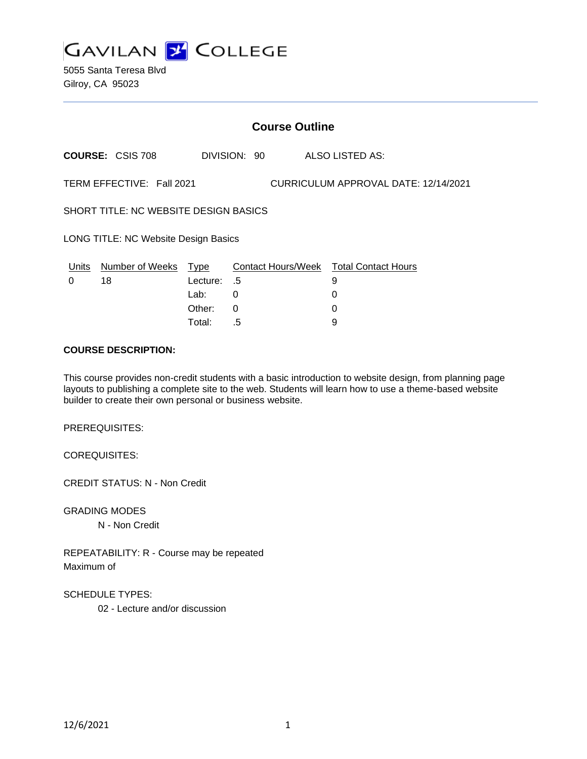GAVILAN COLLEGE

5055 Santa Teresa Blvd
Gilroy, CA 95023

## Course Outline

**COURSE:** CSIS 708 DIVISION: 90 ALSO LISTED AS:

TERM EFFECTIVE: Fall 2021 CURRICULUM APPROVAL DATE: 12/14/2021

SHORT TITLE: NC WEBSITE DESIGN BASICS

LONG TITLE: NC Website Design Basics

| Units | Number of Weeks | Type | Contact Hours/Week | Total Contact Hours |
|---|---|---|---|---|
| 0 | 18 | Lecture: | .5 | 9 |
| | | Lab: | 0 | 0 |
| | | Other: | 0 | 0 |
| | | Total: | .5 | 9 |

**COURSE DESCRIPTION:**

This course provides non-credit students with a basic introduction to website design, from planning page layouts to publishing a complete site to the web. Students will learn how to use a theme-based website builder to create their own personal or business website.

PREREQUISITES:

COREQUISITES:

CREDIT STATUS: N - Non Credit

GRADING MODES

N - Non Credit

REPEATABILITY: R - Course may be repeated
Maximum of

SCHEDULE TYPES:

02 - Lecture and/or discussion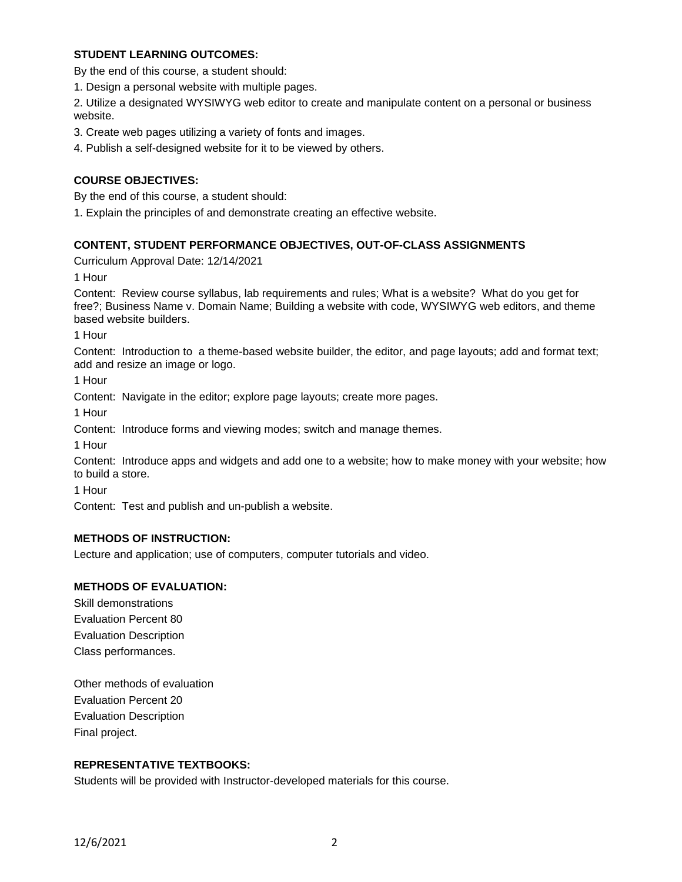### STUDENT LEARNING OUTCOMES:

By the end of this course, a student should:

1. Design a personal website with multiple pages.
2. Utilize a designated WYSIWYG web editor to create and manipulate content on a personal or business website.
3. Create web pages utilizing a variety of fonts and images.
4. Publish a self-designed website for it to be viewed by others.

### COURSE OBJECTIVES:

By the end of this course, a student should:

1. Explain the principles of and demonstrate creating an effective website.

### CONTENT, STUDENT PERFORMANCE OBJECTIVES, OUT-OF-CLASS ASSIGNMENTS

Curriculum Approval Date: 12/14/2021

1 Hour

Content: Review course syllabus, lab requirements and rules; What is a website? What do you get for free?; Business Name v. Domain Name; Building a website with code, WYSIWYG web editors, and theme based website builders.

1 Hour

Content: Introduction to a theme-based website builder, the editor, and page layouts; add and format text; add and resize an image or logo.

1 Hour

Content: Navigate in the editor; explore page layouts; create more pages.

1 Hour

Content: Introduce forms and viewing modes; switch and manage themes.

1 Hour

Content: Introduce apps and widgets and add one to a website; how to make money with your website; how to build a store.

1 Hour

Content: Test and publish and un-publish a website.

### METHODS OF INSTRUCTION:

Lecture and application; use of computers, computer tutorials and video.

### METHODS OF EVALUATION:

Skill demonstrations
Evaluation Percent 80
Evaluation Description
Class performances.

Other methods of evaluation
Evaluation Percent 20
Evaluation Description
Final project.

### REPRESENTATIVE TEXTBOOKS:

Students will be provided with Instructor-developed materials for this course.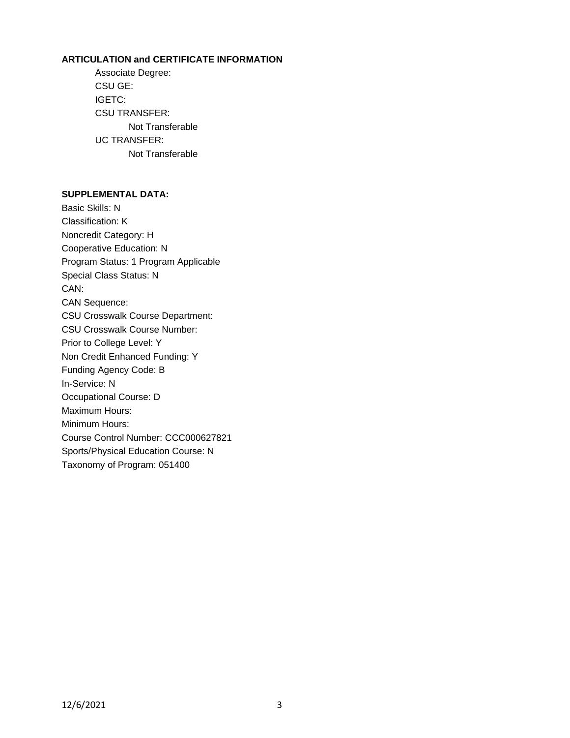**ARTICULATION and CERTIFICATE INFORMATION**

Associate Degree:

CSU GE:

IGETC:

CSU TRANSFER:

Not Transferable

UC TRANSFER:

Not Transferable

**SUPPLEMENTAL DATA:**

Basic Skills: N

Classification: K

Noncredit Category: H

Cooperative Education: N

Program Status: 1 Program Applicable

Special Class Status: N

CAN:

CAN Sequence:

CSU Crosswalk Course Department:

CSU Crosswalk Course Number:

Prior to College Level: Y

Non Credit Enhanced Funding: Y

Funding Agency Code: B

In-Service: N

Occupational Course: D

Maximum Hours:

Minimum Hours:

Course Control Number: CCC000627821

Sports/Physical Education Course: N

Taxonomy of Program: 051400